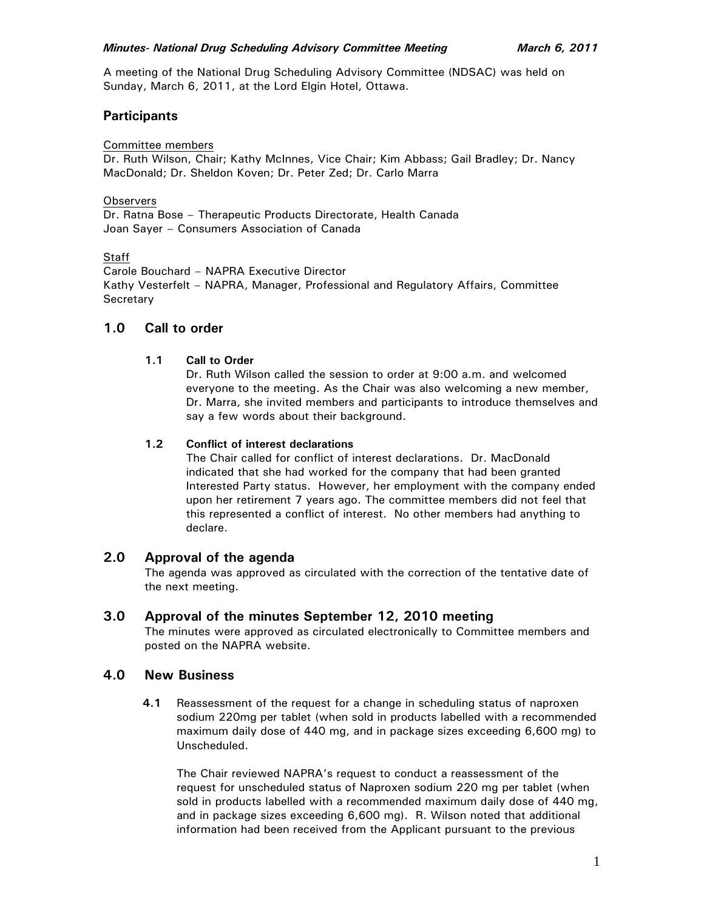A meeting of the National Drug Scheduling Advisory Committee (NDSAC) was held on Sunday, March 6, 2011, at the Lord Elgin Hotel, Ottawa.

## Participants

Committee members

Dr. Ruth Wilson, Chair; Kathy McInnes, Vice Chair; Kim Abbass; Gail Bradley; Dr. Nancy MacDonald; Dr. Sheldon Koven; Dr. Peter Zed; Dr. Carlo Marra

Observers

Dr. Ratna Bose – Therapeutic Products Directorate, Health Canada
Joan Sayer – Consumers Association of Canada

Staff

Carole Bouchard – NAPRA Executive Director
Kathy Vesterfelt – NAPRA, Manager, Professional and Regulatory Affairs, Committee Secretary

## 1.0 Call to order

### 1.1 Call to Order

Dr. Ruth Wilson called the session to order at 9:00 a.m. and welcomed everyone to the meeting. As the Chair was also welcoming a new member, Dr. Marra, she invited members and participants to introduce themselves and say a few words about their background.

### 1.2 Conflict of interest declarations

The Chair called for conflict of interest declarations. Dr. MacDonald indicated that she had worked for the company that had been granted Interested Party status. However, her employment with the company ended upon her retirement 7 years ago. The committee members did not feel that this represented a conflict of interest. No other members had anything to declare.

## 2.0 Approval of the agenda

The agenda was approved as circulated with the correction of the tentative date of the next meeting.

## 3.0 Approval of the minutes September 12, 2010 meeting

The minutes were approved as circulated electronically to Committee members and posted on the NAPRA website.

## 4.0 New Business

**4.1** Reassessment of the request for a change in scheduling status of naproxen sodium 220mg per tablet (when sold in products labelled with a recommended maximum daily dose of 440 mg, and in package sizes exceeding 6,600 mg) to Unscheduled.

The Chair reviewed NAPRA's request to conduct a reassessment of the request for unscheduled status of Naproxen sodium 220 mg per tablet (when sold in products labelled with a recommended maximum daily dose of 440 mg, and in package sizes exceeding 6,600 mg). R. Wilson noted that additional information had been received from the Applicant pursuant to the previous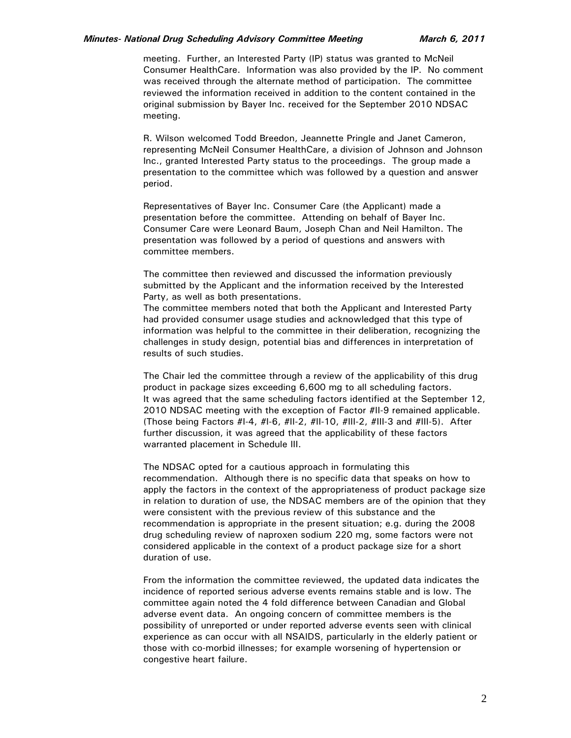meeting. Further, an Interested Party (IP) status was granted to McNeil Consumer HealthCare. Information was also provided by the IP. No comment was received through the alternate method of participation. The committee reviewed the information received in addition to the content contained in the original submission by Bayer Inc. received for the September 2010 NDSAC meeting.

R. Wilson welcomed Todd Breedon, Jeannette Pringle and Janet Cameron, representing McNeil Consumer HealthCare, a division of Johnson and Johnson Inc., granted Interested Party status to the proceedings. The group made a presentation to the committee which was followed by a question and answer period.

Representatives of Bayer Inc. Consumer Care (the Applicant) made a presentation before the committee. Attending on behalf of Bayer Inc. Consumer Care were Leonard Baum, Joseph Chan and Neil Hamilton. The presentation was followed by a period of questions and answers with committee members.

The committee then reviewed and discussed the information previously submitted by the Applicant and the information received by the Interested Party, as well as both presentations.
The committee members noted that both the Applicant and Interested Party had provided consumer usage studies and acknowledged that this type of information was helpful to the committee in their deliberation, recognizing the challenges in study design, potential bias and differences in interpretation of results of such studies.

The Chair led the committee through a review of the applicability of this drug product in package sizes exceeding 6,600 mg to all scheduling factors.
It was agreed that the same scheduling factors identified at the September 12, 2010 NDSAC meeting with the exception of Factor #II-9 remained applicable. (Those being Factors #I-4, #I-6, #II-2, #II-10, #III-2, #III-3 and #III-5). After further discussion, it was agreed that the applicability of these factors warranted placement in Schedule III.

The NDSAC opted for a cautious approach in formulating this recommendation. Although there is no specific data that speaks on how to apply the factors in the context of the appropriateness of product package size in relation to duration of use, the NDSAC members are of the opinion that they were consistent with the previous review of this substance and the recommendation is appropriate in the present situation; e.g. during the 2008 drug scheduling review of naproxen sodium 220 mg, some factors were not considered applicable in the context of a product package size for a short duration of use.

From the information the committee reviewed, the updated data indicates the incidence of reported serious adverse events remains stable and is low. The committee again noted the 4 fold difference between Canadian and Global adverse event data. An ongoing concern of committee members is the possibility of unreported or under reported adverse events seen with clinical experience as can occur with all NSAIDS, particularly in the elderly patient or those with co-morbid illnesses; for example worsening of hypertension or congestive heart failure.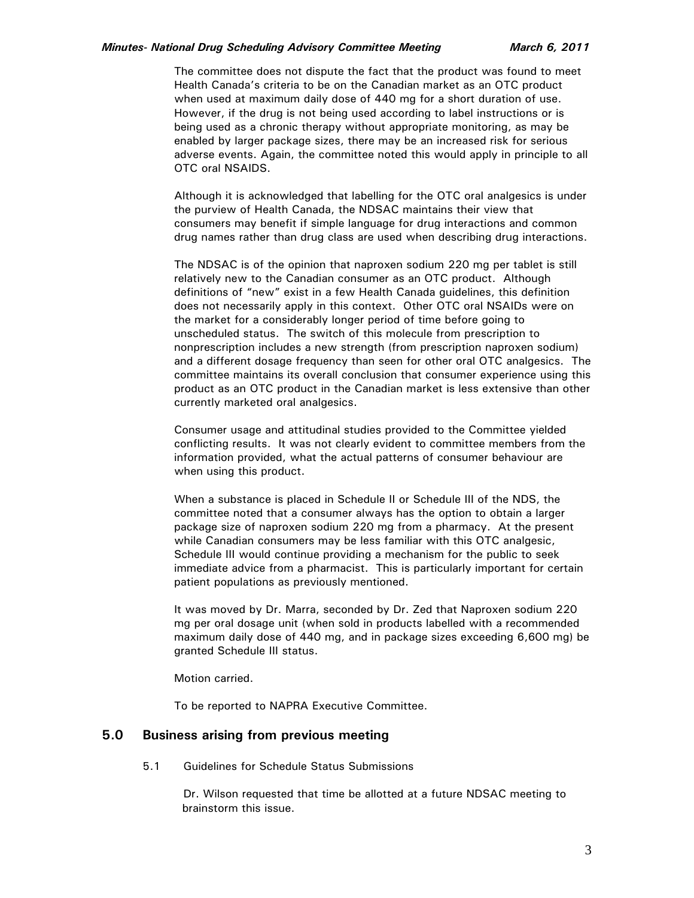The committee does not dispute the fact that the product was found to meet Health Canada's criteria to be on the Canadian market as an OTC product when used at maximum daily dose of 440 mg for a short duration of use. However, if the drug is not being used according to label instructions or is being used as a chronic therapy without appropriate monitoring, as may be enabled by larger package sizes, there may be an increased risk for serious adverse events. Again, the committee noted this would apply in principle to all OTC oral NSAIDS.

Although it is acknowledged that labelling for the OTC oral analgesics is under the purview of Health Canada, the NDSAC maintains their view that consumers may benefit if simple language for drug interactions and common drug names rather than drug class are used when describing drug interactions.

The NDSAC is of the opinion that naproxen sodium 220 mg per tablet is still relatively new to the Canadian consumer as an OTC product. Although definitions of "new" exist in a few Health Canada guidelines, this definition does not necessarily apply in this context. Other OTC oral NSAIDs were on the market for a considerably longer period of time before going to unscheduled status. The switch of this molecule from prescription to nonprescription includes a new strength (from prescription naproxen sodium) and a different dosage frequency than seen for other oral OTC analgesics. The committee maintains its overall conclusion that consumer experience using this product as an OTC product in the Canadian market is less extensive than other currently marketed oral analgesics.

Consumer usage and attitudinal studies provided to the Committee yielded conflicting results. It was not clearly evident to committee members from the information provided, what the actual patterns of consumer behaviour are when using this product.

When a substance is placed in Schedule II or Schedule III of the NDS, the committee noted that a consumer always has the option to obtain a larger package size of naproxen sodium 220 mg from a pharmacy. At the present while Canadian consumers may be less familiar with this OTC analgesic, Schedule III would continue providing a mechanism for the public to seek immediate advice from a pharmacist. This is particularly important for certain patient populations as previously mentioned.

It was moved by Dr. Marra, seconded by Dr. Zed that Naproxen sodium 220 mg per oral dosage unit (when sold in products labelled with a recommended maximum daily dose of 440 mg, and in package sizes exceeding 6,600 mg) be granted Schedule III status.

Motion carried.

To be reported to NAPRA Executive Committee.

## 5.0 Business arising from previous meeting

5.1 Guidelines for Schedule Status Submissions

Dr. Wilson requested that time be allotted at a future NDSAC meeting to brainstorm this issue.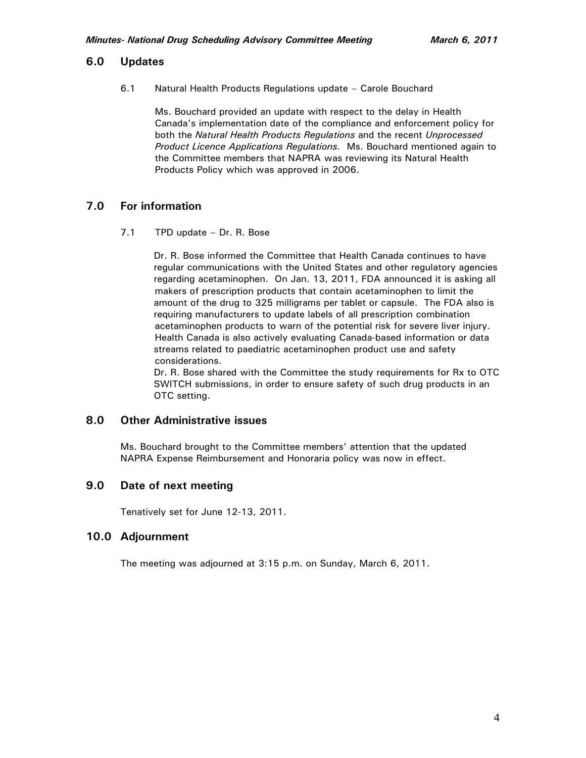## 6.0 Updates

6.1 Natural Health Products Regulations update – Carole Bouchard

Ms. Bouchard provided an update with respect to the delay in Health Canada's implementation date of the compliance and enforcement policy for both the *Natural Health Products Regulations* and the recent *Unprocessed Product Licence Applications Regulations.* Ms. Bouchard mentioned again to the Committee members that NAPRA was reviewing its Natural Health Products Policy which was approved in 2006.

## 7.0 For information

7.1 TPD update – Dr. R. Bose

Dr. R. Bose informed the Committee that Health Canada continues to have regular communications with the United States and other regulatory agencies regarding acetaminophen. On Jan. 13, 2011, FDA announced it is asking all makers of prescription products that contain acetaminophen to limit the amount of the drug to 325 milligrams per tablet or capsule. The FDA also is requiring manufacturers to update labels of all prescription combination acetaminophen products to warn of the potential risk for severe liver injury. Health Canada is also actively evaluating Canada-based information or data streams related to paediatric acetaminophen product use and safety considerations.

Dr. R. Bose shared with the Committee the study requirements for Rx to OTC SWITCH submissions, in order to ensure safety of such drug products in an OTC setting.

## 8.0 Other Administrative issues

Ms. Bouchard brought to the Committee members' attention that the updated NAPRA Expense Reimbursement and Honoraria policy was now in effect.

## 9.0 Date of next meeting

Tentatively set for June 12-13, 2011.

## 10.0 Adjournment

The meeting was adjourned at 3:15 p.m. on Sunday, March 6, 2011.